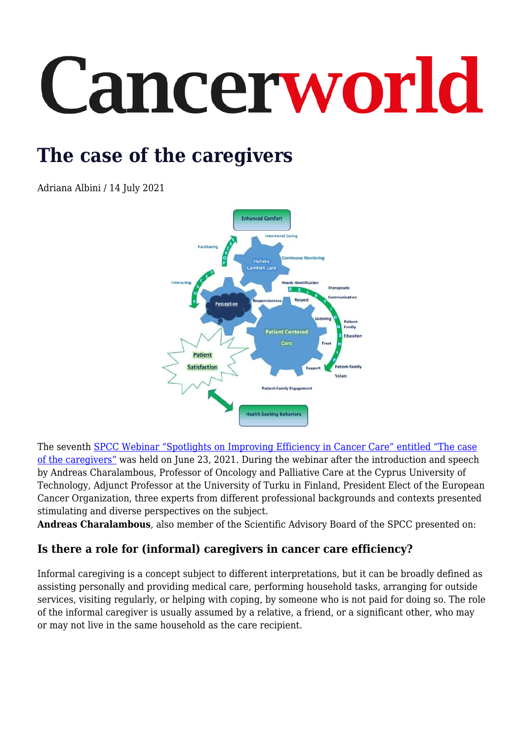# Cancerworld

## The case of the caregivers

Adriana Albini / 14 July 2021

Enhanced Comfort
Intentional Caring
Facilitating
Holistic Comfort Care
Continuous Monitoring
Interacting
Needs Identification
Therapeutic Communication
Perception
Responsiveness
Respect
Listening
Patient-Family Education
Patient Centered Care
Trust
Patient Satisfaction
Rapport
Patient-Family Values
Patient-Family Engagement
Health Seeking Behaviors

The seventh SPCC Webinar "Spotlights on Improving Efficiency in Cancer Care" entitled "The case of the caregivers" was held on June 23, 2021. During the webinar after the introduction and speech by Andreas Charalambous, Professor of Oncology and Palliative Care at the Cyprus University of Technology, Adjunct Professor at the University of Turku in Finland, President Elect of the European Cancer Organization, three experts from different professional backgrounds and contexts presented stimulating and diverse perspectives on the subject.

**Andreas Charalambous**, also member of the Scientific Advisory Board of the SPCC presented on:

### Is there a role for (informal) caregivers in cancer care efficiency?

Informal caregiving is a concept subject to different interpretations, but it can be broadly defined as assisting personally and providing medical care, performing household tasks, arranging for outside services, visiting regularly, or helping with coping, by someone who is not paid for doing so. The role of the informal caregiver is usually assumed by a relative, a friend, or a significant other, who may or may not live in the same household as the care recipient.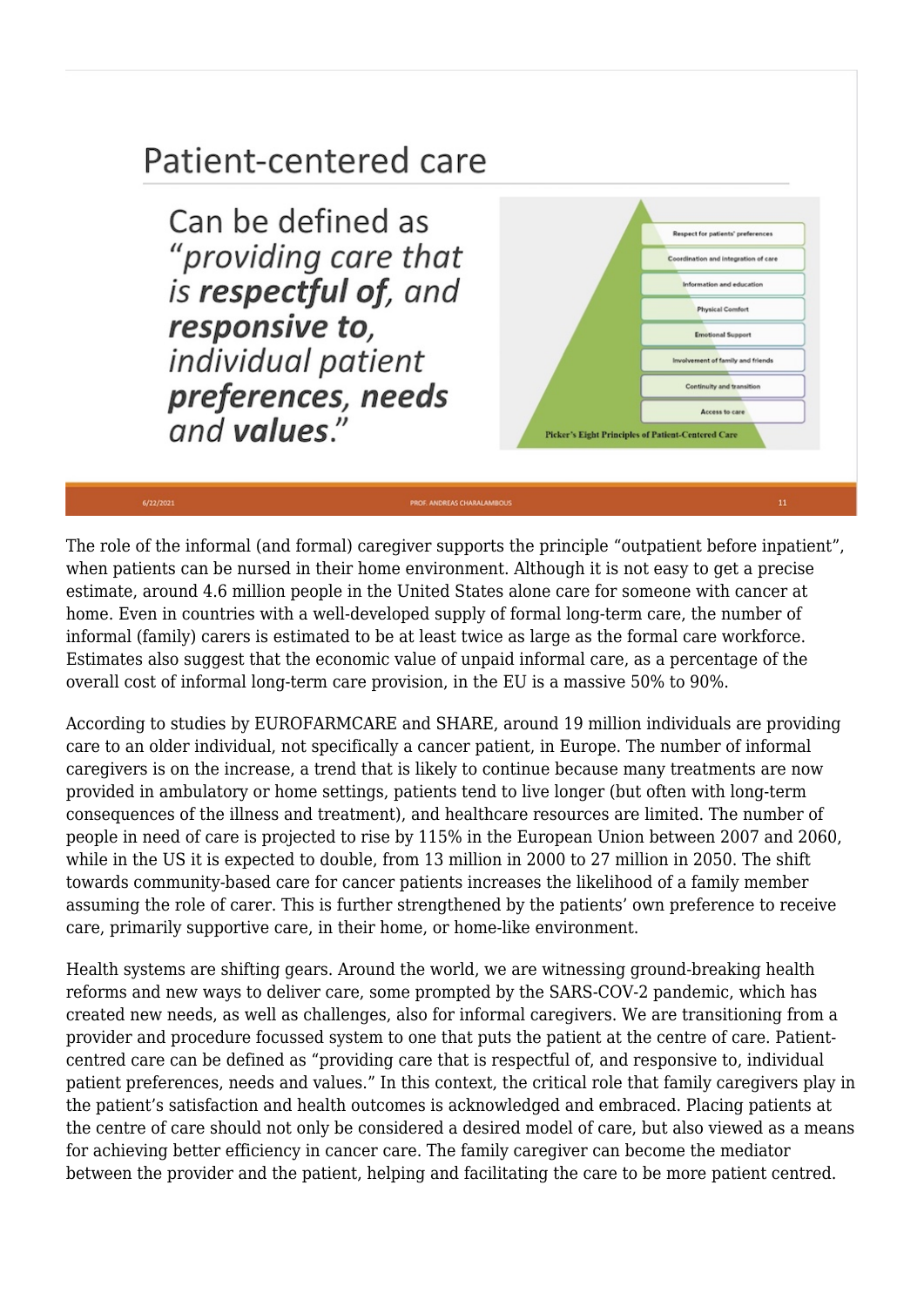## Patient-centered care

Can be defined as *"providing care that is **respectful of**, and **responsive to**, individual patient **preferences, needs** and **values**."*

Respect for patients' preferences

Coordination and integration of care

Information and education

Physical Comfort

Emotional Support

Involvement of family and friends

Continuity and transition

Access to care

Picker's Eight Principles of Patient-Centered Care

6/22/2021 PROF. ANDREAS CHARALAMBOUS 11

The role of the informal (and formal) caregiver supports the principle "outpatient before inpatient", when patients can be nursed in their home environment. Although it is not easy to get a precise estimate, around 4.6 million people in the United States alone care for someone with cancer at home. Even in countries with a well-developed supply of formal long-term care, the number of informal (family) carers is estimated to be at least twice as large as the formal care workforce. Estimates also suggest that the economic value of unpaid informal care, as a percentage of the overall cost of informal long-term care provision, in the EU is a massive 50% to 90%.

According to studies by EUROFARMCARE and SHARE, around 19 million individuals are providing care to an older individual, not specifically a cancer patient, in Europe. The number of informal caregivers is on the increase, a trend that is likely to continue because many treatments are now provided in ambulatory or home settings, patients tend to live longer (but often with long-term consequences of the illness and treatment), and healthcare resources are limited. The number of people in need of care is projected to rise by 115% in the European Union between 2007 and 2060, while in the US it is expected to double, from 13 million in 2000 to 27 million in 2050. The shift towards community-based care for cancer patients increases the likelihood of a family member assuming the role of carer. This is further strengthened by the patients' own preference to receive care, primarily supportive care, in their home, or home-like environment.

Health systems are shifting gears. Around the world, we are witnessing ground-breaking health reforms and new ways to deliver care, some prompted by the SARS-COV-2 pandemic, which has created new needs, as well as challenges, also for informal caregivers. We are transitioning from a provider and procedure focussed system to one that puts the patient at the centre of care. Patient-centred care can be defined as "providing care that is respectful of, and responsive to, individual patient preferences, needs and values." In this context, the critical role that family caregivers play in the patient's satisfaction and health outcomes is acknowledged and embraced. Placing patients at the centre of care should not only be considered a desired model of care, but also viewed as a means for achieving better efficiency in cancer care. The family caregiver can become the mediator between the provider and the patient, helping and facilitating the care to be more patient centred.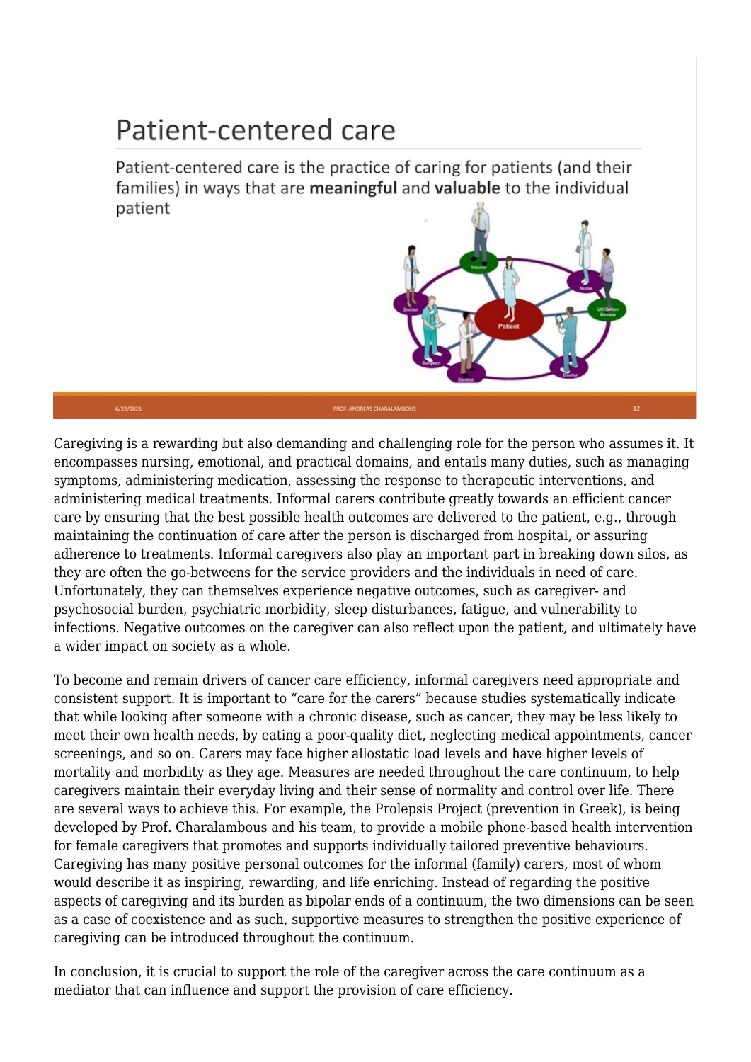# Patient-centered care

Patient-centered care is the practice of caring for patients (and their families) in ways that are **meaningful** and **valuable** to the individual patient

Caregiving is a rewarding but also demanding and challenging role for the person who assumes it. It encompasses nursing, emotional, and practical domains, and entails many duties, such as managing symptoms, administering medication, assessing the response to therapeutic interventions, and administering medical treatments. Informal carers contribute greatly towards an efficient cancer care by ensuring that the best possible health outcomes are delivered to the patient, e.g., through maintaining the continuation of care after the person is discharged from hospital, or assuring adherence to treatments. Informal caregivers also play an important part in breaking down silos, as they are often the go-betweens for the service providers and the individuals in need of care. Unfortunately, they can themselves experience negative outcomes, such as caregiver- and psychosocial burden, psychiatric morbidity, sleep disturbances, fatigue, and vulnerability to infections. Negative outcomes on the caregiver can also reflect upon the patient, and ultimately have a wider impact on society as a whole.

To become and remain drivers of cancer care efficiency, informal caregivers need appropriate and consistent support. It is important to "care for the carers" because studies systematically indicate that while looking after someone with a chronic disease, such as cancer, they may be less likely to meet their own health needs, by eating a poor-quality diet, neglecting medical appointments, cancer screenings, and so on. Carers may face higher allostatic load levels and have higher levels of mortality and morbidity as they age. Measures are needed throughout the care continuum, to help caregivers maintain their everyday living and their sense of normality and control over life. There are several ways to achieve this. For example, the Prolepsis Project (prevention in Greek), is being developed by Prof. Charalambous and his team, to provide a mobile phone-based health intervention for female caregivers that promotes and supports individually tailored preventive behaviours. Caregiving has many positive personal outcomes for the informal (family) carers, most of whom would describe it as inspiring, rewarding, and life enriching. Instead of regarding the positive aspects of caregiving and its burden as bipolar ends of a continuum, the two dimensions can be seen as a case of coexistence and as such, supportive measures to strengthen the positive experience of caregiving can be introduced throughout the continuum.

In conclusion, it is crucial to support the role of the caregiver across the care continuum as a mediator that can influence and support the provision of care efficiency.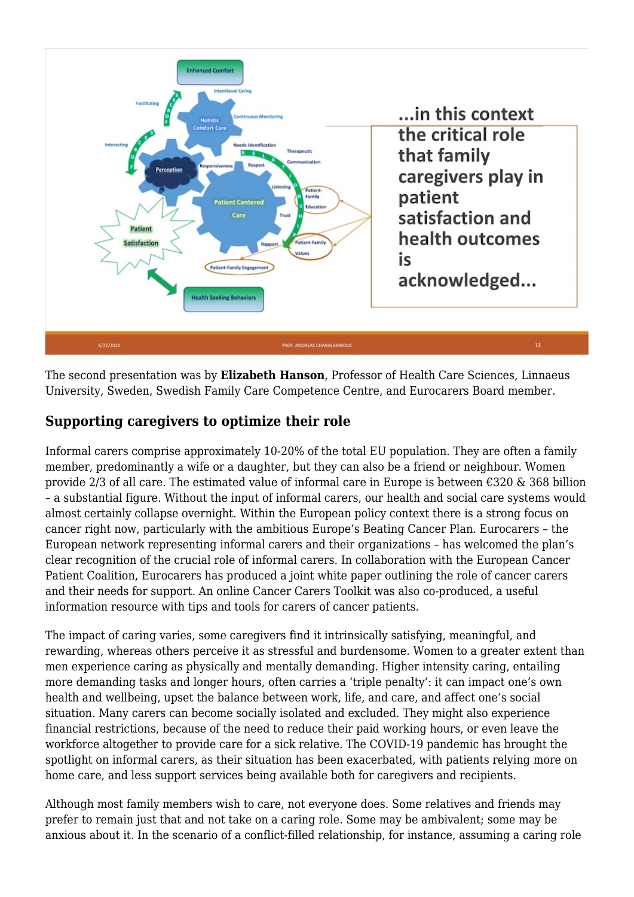...in this context the critical role that family caregivers play in patient satisfaction and health outcomes is acknowledged...

Enhanced Comfort

Intentional Caring

Facilitating

Holistic Comfort Care

Continuous Monitoring

Interacting

Needs Identification

Therapeutic Communication

Perception

Responsiveness

Respect

Listening

Patient-Family Education

Patient Centered Care

Trust

Patient Satisfaction

Rapport

Patient-Family Values

Patient-Family Engagement

Health Seeking Behaviors

The second presentation was by **Elizabeth Hanson**, Professor of Health Care Sciences, Linnaeus University, Sweden, Swedish Family Care Competence Centre, and Eurocarers Board member.

## Supporting caregivers to optimize their role

Informal carers comprise approximately 10-20% of the total EU population. They are often a family member, predominantly a wife or a daughter, but they can also be a friend or neighbour. Women provide 2/3 of all care. The estimated value of informal care in Europe is between €320 & 368 billion – a substantial figure. Without the input of informal carers, our health and social care systems would almost certainly collapse overnight. Within the European policy context there is a strong focus on cancer right now, particularly with the ambitious Europe's Beating Cancer Plan. Eurocarers – the European network representing informal carers and their organizations – has welcomed the plan's clear recognition of the crucial role of informal carers. In collaboration with the European Cancer Patient Coalition, Eurocarers has produced a joint white paper outlining the role of cancer carers and their needs for support. An online Cancer Carers Toolkit was also co-produced, a useful information resource with tips and tools for carers of cancer patients.

The impact of caring varies, some caregivers find it intrinsically satisfying, meaningful, and rewarding, whereas others perceive it as stressful and burdensome. Women to a greater extent than men experience caring as physically and mentally demanding. Higher intensity caring, entailing more demanding tasks and longer hours, often carries a 'triple penalty': it can impact one's own health and wellbeing, upset the balance between work, life, and care, and affect one's social situation. Many carers can become socially isolated and excluded. They might also experience financial restrictions, because of the need to reduce their paid working hours, or even leave the workforce altogether to provide care for a sick relative. The COVID-19 pandemic has brought the spotlight on informal carers, as their situation has been exacerbated, with patients relying more on home care, and less support services being available both for caregivers and recipients.

Although most family members wish to care, not everyone does. Some relatives and friends may prefer to remain just that and not take on a caring role. Some may be ambivalent; some may be anxious about it. In the scenario of a conflict-filled relationship, for instance, assuming a caring role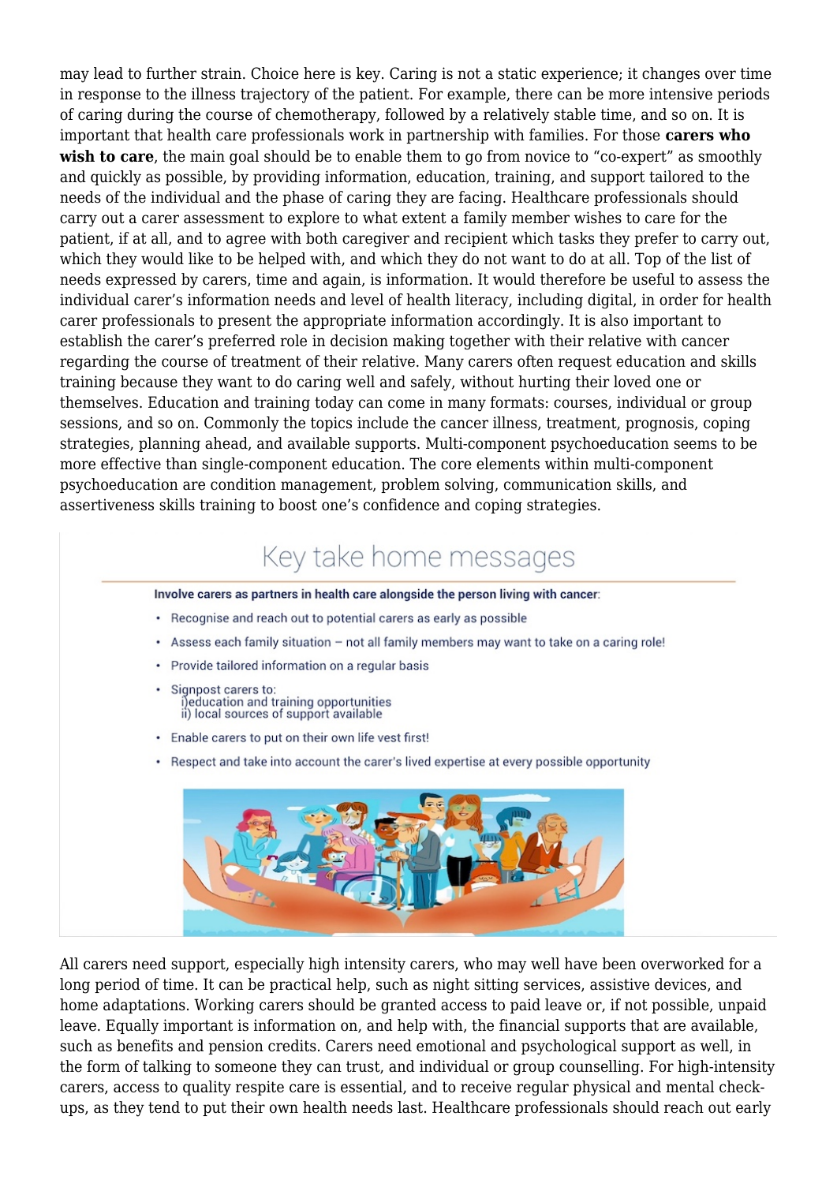may lead to further strain. Choice here is key. Caring is not a static experience; it changes over time in response to the illness trajectory of the patient. For example, there can be more intensive periods of caring during the course of chemotherapy, followed by a relatively stable time, and so on. It is important that health care professionals work in partnership with families. For those **carers who wish to care**, the main goal should be to enable them to go from novice to "co-expert" as smoothly and quickly as possible, by providing information, education, training, and support tailored to the needs of the individual and the phase of caring they are facing. Healthcare professionals should carry out a carer assessment to explore to what extent a family member wishes to care for the patient, if at all, and to agree with both caregiver and recipient which tasks they prefer to carry out, which they would like to be helped with, and which they do not want to do at all. Top of the list of needs expressed by carers, time and again, is information. It would therefore be useful to assess the individual carer's information needs and level of health literacy, including digital, in order for health carer professionals to present the appropriate information accordingly. It is also important to establish the carer's preferred role in decision making together with their relative with cancer regarding the course of treatment of their relative. Many carers often request education and skills training because they want to do caring well and safely, without hurting their loved one or themselves. Education and training today can come in many formats: courses, individual or group sessions, and so on. Commonly the topics include the cancer illness, treatment, prognosis, coping strategies, planning ahead, and available supports. Multi-component psychoeducation seems to be more effective than single-component education. The core elements within multi-component psychoeducation are condition management, problem solving, communication skills, and assertiveness skills training to boost one's confidence and coping strategies.

Key take home messages

**Involve carers as partners in health care alongside the person living with cancer:**

- Recognise and reach out to potential carers as early as possible
- Assess each family situation – not all family members may want to take on a caring role!
- Provide tailored information on a regular basis
- Signpost carers to:
  i) education and training opportunities
  ii) local sources of support available
- Enable carers to put on their own life vest first!
- Respect and take into account the carer's lived expertise at every possible opportunity

All carers need support, especially high intensity carers, who may well have been overworked for a long period of time. It can be practical help, such as night sitting services, assistive devices, and home adaptations. Working carers should be granted access to paid leave or, if not possible, unpaid leave. Equally important is information on, and help with, the financial supports that are available, such as benefits and pension credits. Carers need emotional and psychological support as well, in the form of talking to someone they can trust, and individual or group counselling. For high-intensity carers, access to quality respite care is essential, and to receive regular physical and mental check-ups, as they tend to put their own health needs last. Healthcare professionals should reach out early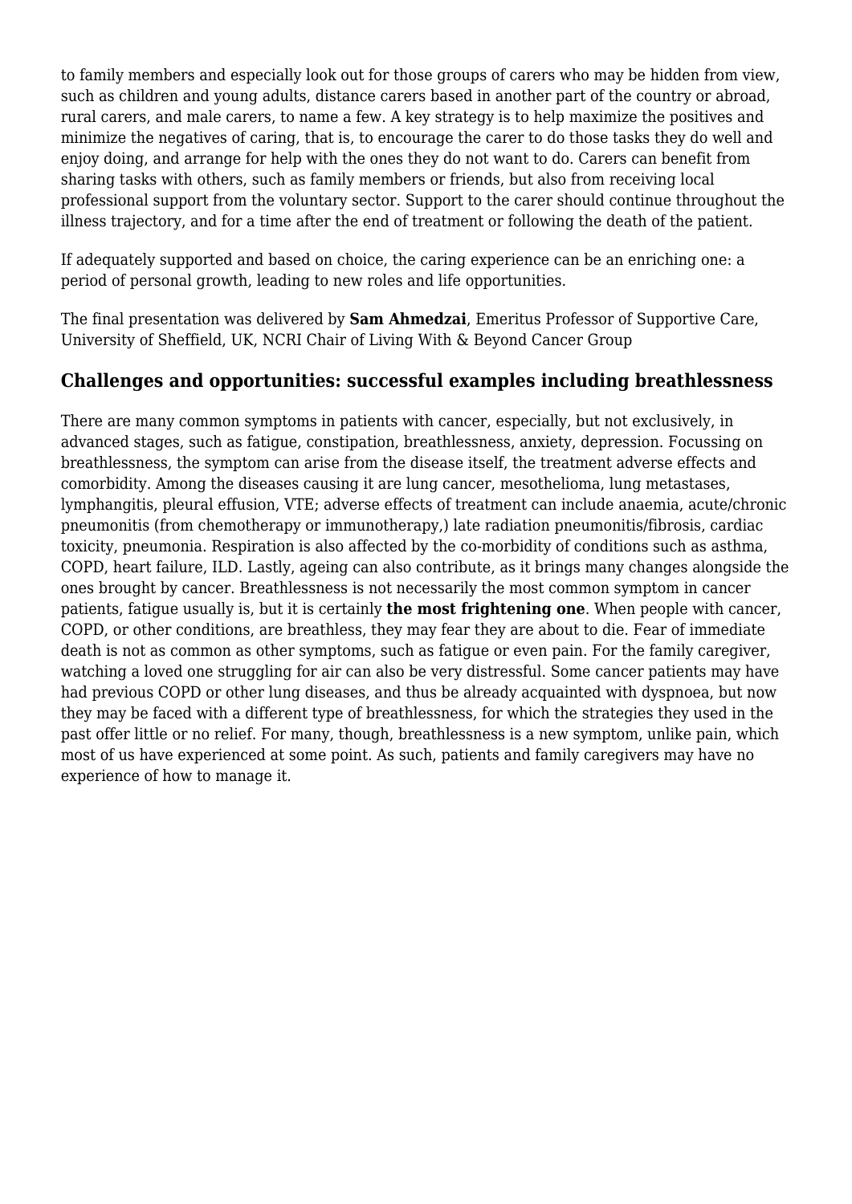to family members and especially look out for those groups of carers who may be hidden from view, such as children and young adults, distance carers based in another part of the country or abroad, rural carers, and male carers, to name a few. A key strategy is to help maximize the positives and minimize the negatives of caring, that is, to encourage the carer to do those tasks they do well and enjoy doing, and arrange for help with the ones they do not want to do. Carers can benefit from sharing tasks with others, such as family members or friends, but also from receiving local professional support from the voluntary sector. Support to the carer should continue throughout the illness trajectory, and for a time after the end of treatment or following the death of the patient.

If adequately supported and based on choice, the caring experience can be an enriching one: a period of personal growth, leading to new roles and life opportunities.

The final presentation was delivered by **Sam Ahmedzai**, Emeritus Professor of Supportive Care, University of Sheffield, UK, NCRI Chair of Living With & Beyond Cancer Group

## Challenges and opportunities: successful examples including breathlessness

There are many common symptoms in patients with cancer, especially, but not exclusively, in advanced stages, such as fatigue, constipation, breathlessness, anxiety, depression. Focussing on breathlessness, the symptom can arise from the disease itself, the treatment adverse effects and comorbidity. Among the diseases causing it are lung cancer, mesothelioma, lung metastases, lymphangitis, pleural effusion, VTE; adverse effects of treatment can include anaemia, acute/chronic pneumonitis (from chemotherapy or immunotherapy,) late radiation pneumonitis/fibrosis, cardiac toxicity, pneumonia. Respiration is also affected by the co-morbidity of conditions such as asthma, COPD, heart failure, ILD. Lastly, ageing can also contribute, as it brings many changes alongside the ones brought by cancer. Breathlessness is not necessarily the most common symptom in cancer patients, fatigue usually is, but it is certainly **the most frightening one**. When people with cancer, COPD, or other conditions, are breathless, they may fear they are about to die. Fear of immediate death is not as common as other symptoms, such as fatigue or even pain. For the family caregiver, watching a loved one struggling for air can also be very distressful. Some cancer patients may have had previous COPD or other lung diseases, and thus be already acquainted with dyspnoea, but now they may be faced with a different type of breathlessness, for which the strategies they used in the past offer little or no relief. For many, though, breathlessness is a new symptom, unlike pain, which most of us have experienced at some point. As such, patients and family caregivers may have no experience of how to manage it.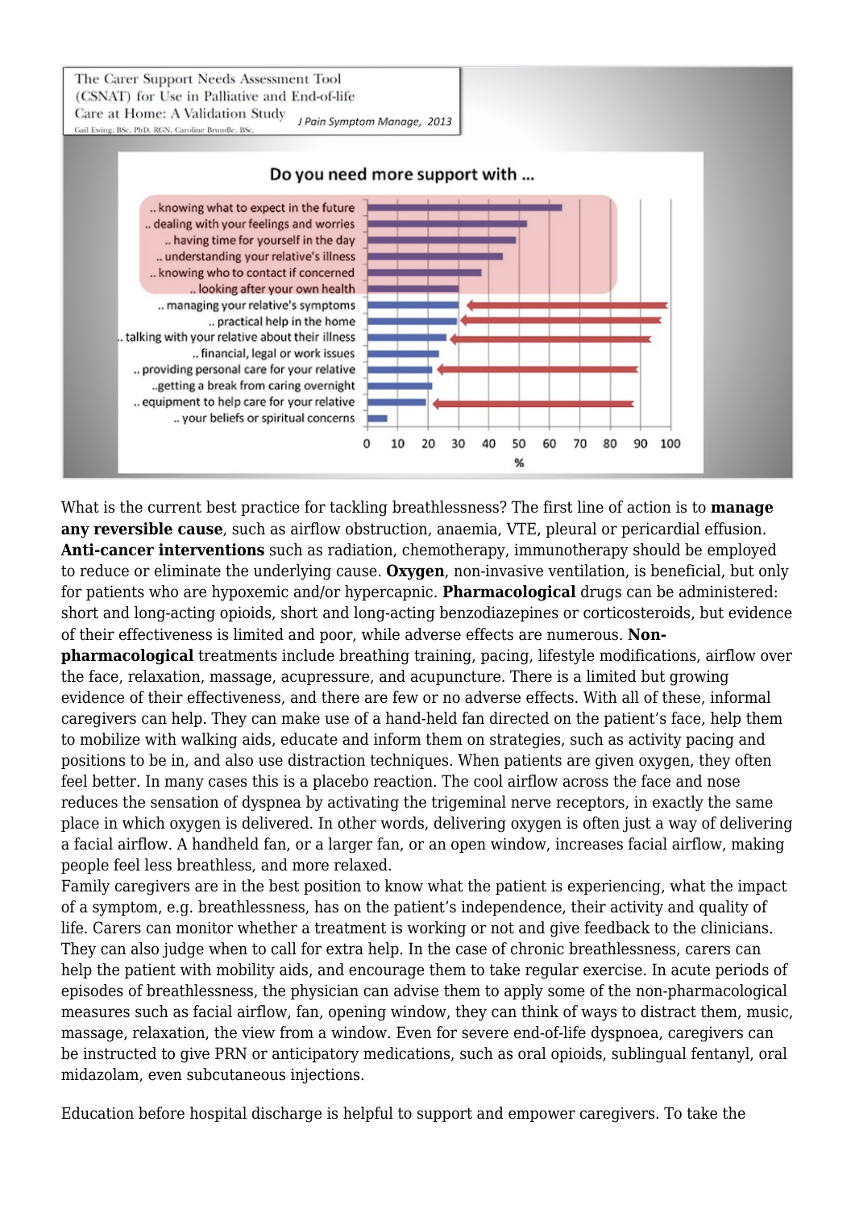The Carer Support Needs Assessment Tool (CSNAT) for Use in Palliative and End-of-life Care at Home: A Validation Study

Gail Ewing, BSc, PhD, RGN, Caroline Brundle, BSc.

J Pain Symptom Manage, 2013

Do you need more support with ...

.. knowing what to expect in the future
.. dealing with your feelings and worries
.. having time for yourself in the day
.. understanding your relative's illness
.. knowing who to contact if concerned
.. looking after your own health
.. managing your relative's symptoms
.. practical help in the home
.. talking with your relative about their illness
.. financial, legal or work issues
.. providing personal care for your relative
..getting a break from caring overnight
.. equipment to help care for your relative
.. your beliefs or spiritual concerns

0 10 20 30 40 50 60 70 80 90 100

%

What is the current best practice for tackling breathlessness? The first line of action is to **manage any reversible cause**, such as airflow obstruction, anaemia, VTE, pleural or pericardial effusion. **Anti-cancer interventions** such as radiation, chemotherapy, immunotherapy should be employed to reduce or eliminate the underlying cause. **Oxygen**, non-invasive ventilation, is beneficial, but only for patients who are hypoxemic and/or hypercapnic. **Pharmacological** drugs can be administered: short and long-acting opioids, short and long-acting benzodiazepines or corticosteroids, but evidence of their effectiveness is limited and poor, while adverse effects are numerous. **Non-pharmacological** treatments include breathing training, pacing, lifestyle modifications, airflow over the face, relaxation, massage, acupressure, and acupuncture. There is a limited but growing evidence of their effectiveness, and there are few or no adverse effects. With all of these, informal caregivers can help. They can make use of a hand-held fan directed on the patient's face, help them to mobilize with walking aids, educate and inform them on strategies, such as activity pacing and positions to be in, and also use distraction techniques. When patients are given oxygen, they often feel better. In many cases this is a placebo reaction. The cool airflow across the face and nose reduces the sensation of dyspnea by activating the trigeminal nerve receptors, in exactly the same place in which oxygen is delivered. In other words, delivering oxygen is often just a way of delivering a facial airflow. A handheld fan, or a larger fan, or an open window, increases facial airflow, making people feel less breathless, and more relaxed.

Family caregivers are in the best position to know what the patient is experiencing, what the impact of a symptom, e.g. breathlessness, has on the patient's independence, their activity and quality of life. Carers can monitor whether a treatment is working or not and give feedback to the clinicians. They can also judge when to call for extra help. In the case of chronic breathlessness, carers can help the patient with mobility aids, and encourage them to take regular exercise. In acute periods of episodes of breathlessness, the physician can advise them to apply some of the non-pharmacological measures such as facial airflow, fan, opening window, they can think of ways to distract them, music, massage, relaxation, the view from a window. Even for severe end-of-life dyspnoea, caregivers can be instructed to give PRN or anticipatory medications, such as oral opioids, sublingual fentanyl, oral midazolam, even subcutaneous injections.

Education before hospital discharge is helpful to support and empower caregivers. To take the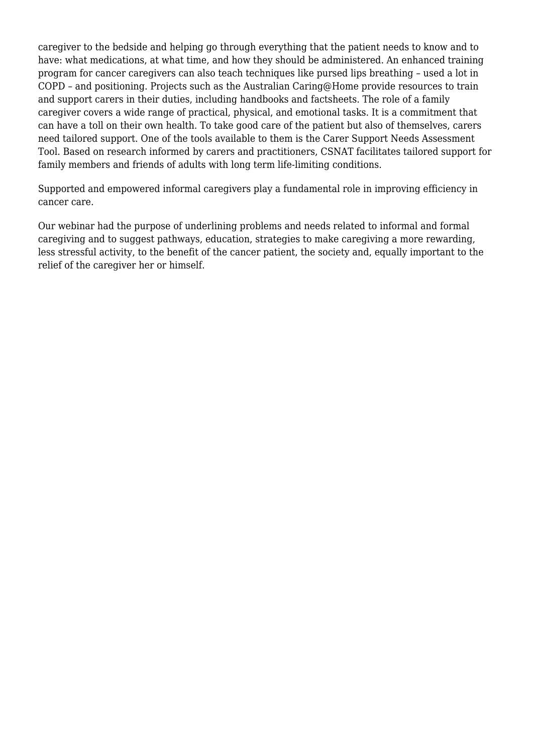caregiver to the bedside and helping go through everything that the patient needs to know and to have: what medications, at what time, and how they should be administered. An enhanced training program for cancer caregivers can also teach techniques like pursed lips breathing – used a lot in COPD – and positioning. Projects such as the Australian Caring@Home provide resources to train and support carers in their duties, including handbooks and factsheets. The role of a family caregiver covers a wide range of practical, physical, and emotional tasks. It is a commitment that can have a toll on their own health. To take good care of the patient but also of themselves, carers need tailored support. One of the tools available to them is the Carer Support Needs Assessment Tool. Based on research informed by carers and practitioners, CSNAT facilitates tailored support for family members and friends of adults with long term life-limiting conditions.

Supported and empowered informal caregivers play a fundamental role in improving efficiency in cancer care.

Our webinar had the purpose of underlining problems and needs related to informal and formal caregiving and to suggest pathways, education, strategies to make caregiving a more rewarding, less stressful activity, to the benefit of the cancer patient, the society and, equally important to the relief of the caregiver her or himself.